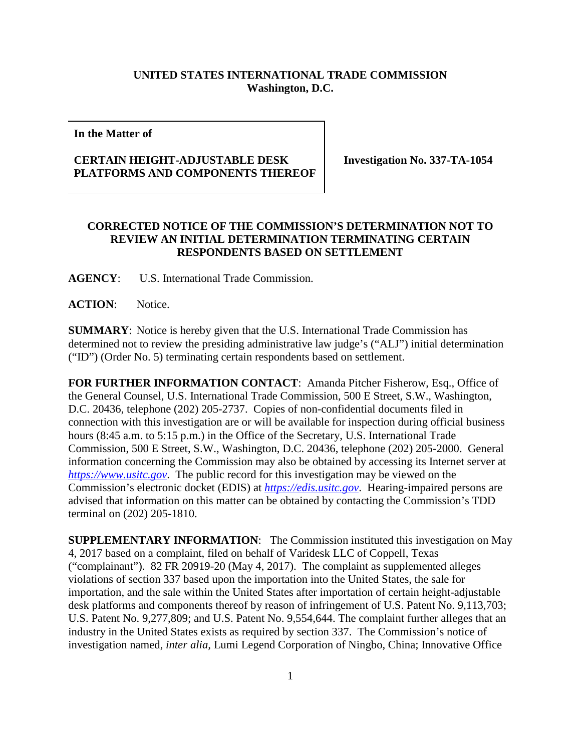**UNITED STATES INTERNATIONAL TRADE COMMISSION**
**Washington, D.C.**

| **In the Matter of**<br><br>**CERTAIN HEIGHT-ADJUSTABLE DESK PLATFORMS AND COMPONENTS THEREOF** | **Investigation No. 337-TA-1054** |
|---|---|

**CORRECTED NOTICE OF THE COMMISSION'S DETERMINATION NOT TO REVIEW AN INITIAL DETERMINATION TERMINATING CERTAIN RESPONDENTS BASED ON SETTLEMENT**

**AGENCY**: U.S. International Trade Commission.

**ACTION**: Notice.

**SUMMARY**: Notice is hereby given that the U.S. International Trade Commission has determined not to review the presiding administrative law judge's ("ALJ") initial determination ("ID") (Order No. 5) terminating certain respondents based on settlement.

**FOR FURTHER INFORMATION CONTACT**: Amanda Pitcher Fisherow, Esq., Office of the General Counsel, U.S. International Trade Commission, 500 E Street, S.W., Washington, D.C. 20436, telephone (202) 205-2737. Copies of non-confidential documents filed in connection with this investigation are or will be available for inspection during official business hours (8:45 a.m. to 5:15 p.m.) in the Office of the Secretary, U.S. International Trade Commission, 500 E Street, S.W., Washington, D.C. 20436, telephone (202) 205-2000. General information concerning the Commission may also be obtained by accessing its Internet server at *https://www.usitc.gov*. The public record for this investigation may be viewed on the Commission's electronic docket (EDIS) at *https://edis.usitc.gov*. Hearing-impaired persons are advised that information on this matter can be obtained by contacting the Commission's TDD terminal on (202) 205-1810.

**SUPPLEMENTARY INFORMATION**: The Commission instituted this investigation on May 4, 2017 based on a complaint, filed on behalf of Varidesk LLC of Coppell, Texas ("complainant"). 82 FR 20919-20 (May 4, 2017). The complaint as supplemented alleges violations of section 337 based upon the importation into the United States, the sale for importation, and the sale within the United States after importation of certain height-adjustable desk platforms and components thereof by reason of infringement of U.S. Patent No. 9,113,703; U.S. Patent No. 9,277,809; and U.S. Patent No. 9,554,644. The complaint further alleges that an industry in the United States exists as required by section 337. The Commission's notice of investigation named, *inter alia,* Lumi Legend Corporation of Ningbo, China; Innovative Office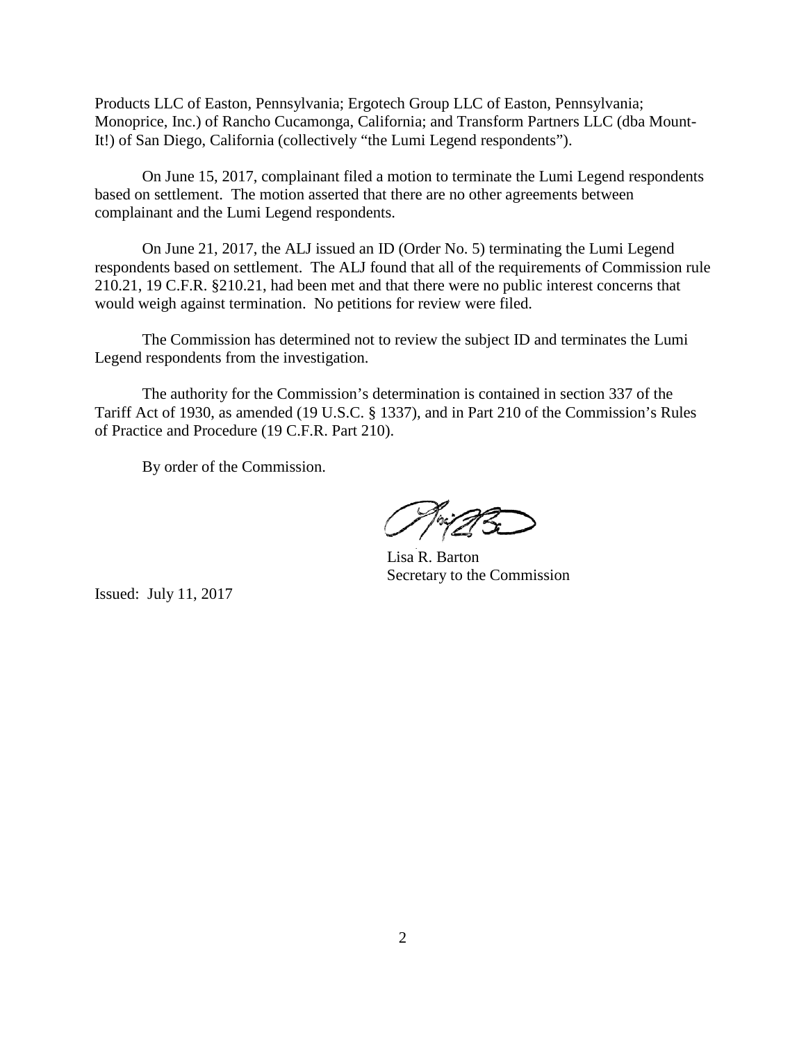Products LLC of Easton, Pennsylvania; Ergotech Group LLC of Easton, Pennsylvania; Monoprice, Inc.) of Rancho Cucamonga, California; and Transform Partners LLC (dba Mount-It!) of San Diego, California (collectively "the Lumi Legend respondents").

On June 15, 2017, complainant filed a motion to terminate the Lumi Legend respondents based on settlement. The motion asserted that there are no other agreements between complainant and the Lumi Legend respondents.

On June 21, 2017, the ALJ issued an ID (Order No. 5) terminating the Lumi Legend respondents based on settlement. The ALJ found that all of the requirements of Commission rule 210.21, 19 C.F.R. §210.21, had been met and that there were no public interest concerns that would weigh against termination. No petitions for review were filed.

The Commission has determined not to review the subject ID and terminates the Lumi Legend respondents from the investigation.

The authority for the Commission's determination is contained in section 337 of the Tariff Act of 1930, as amended (19 U.S.C. § 1337), and in Part 210 of the Commission's Rules of Practice and Procedure (19 C.F.R. Part 210).

By order of the Commission.

Lisa R. Barton
Secretary to the Commission

Issued: July 11, 2017